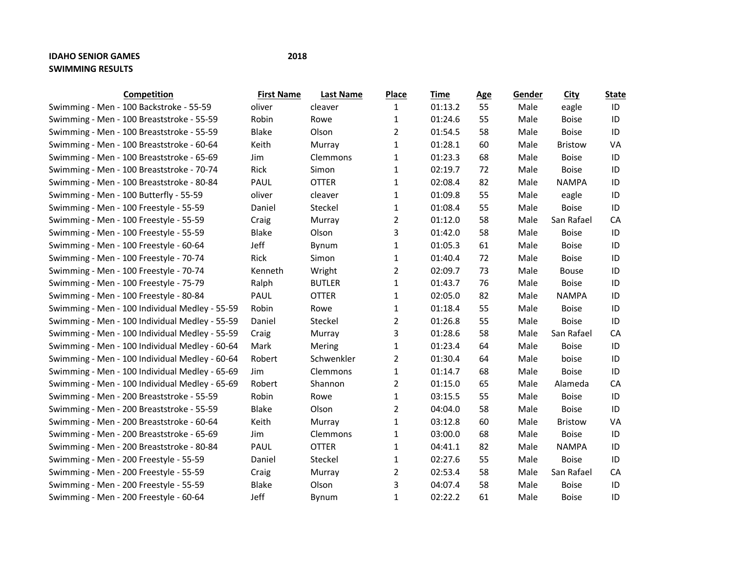**IDAHO SENIOR GAMES** **2018**

**SWIMMING RESULTS**

| Competition | First Name | Last Name | Place | Time | Age | Gender | City | State |
|---|---|---|---|---|---|---|---|---|
| Swimming - Men - 100 Backstroke - 55-59 | oliver | cleaver | 1 | 01:13.2 | 55 | Male | eagle | ID |
| Swimming - Men - 100 Breaststroke - 55-59 | Robin | Rowe | 1 | 01:24.6 | 55 | Male | Boise | ID |
| Swimming - Men - 100 Breaststroke - 55-59 | Blake | Olson | 2 | 01:54.5 | 58 | Male | Boise | ID |
| Swimming - Men - 100 Breaststroke - 60-64 | Keith | Murray | 1 | 01:28.1 | 60 | Male | Bristow | VA |
| Swimming - Men - 100 Breaststroke - 65-69 | Jim | Clemmons | 1 | 01:23.3 | 68 | Male | Boise | ID |
| Swimming - Men - 100 Breaststroke - 70-74 | Rick | Simon | 1 | 02:19.7 | 72 | Male | Boise | ID |
| Swimming - Men - 100 Breaststroke - 80-84 | PAUL | OTTER | 1 | 02:08.4 | 82 | Male | NAMPA | ID |
| Swimming - Men - 100 Butterfly - 55-59 | oliver | cleaver | 1 | 01:09.8 | 55 | Male | eagle | ID |
| Swimming - Men - 100 Freestyle - 55-59 | Daniel | Steckel | 1 | 01:08.4 | 55 | Male | Boise | ID |
| Swimming - Men - 100 Freestyle - 55-59 | Craig | Murray | 2 | 01:12.0 | 58 | Male | San Rafael | CA |
| Swimming - Men - 100 Freestyle - 55-59 | Blake | Olson | 3 | 01:42.0 | 58 | Male | Boise | ID |
| Swimming - Men - 100 Freestyle - 60-64 | Jeff | Bynum | 1 | 01:05.3 | 61 | Male | Boise | ID |
| Swimming - Men - 100 Freestyle - 70-74 | Rick | Simon | 1 | 01:40.4 | 72 | Male | Boise | ID |
| Swimming - Men - 100 Freestyle - 70-74 | Kenneth | Wright | 2 | 02:09.7 | 73 | Male | Bouse | ID |
| Swimming - Men - 100 Freestyle - 75-79 | Ralph | BUTLER | 1 | 01:43.7 | 76 | Male | Boise | ID |
| Swimming - Men - 100 Freestyle - 80-84 | PAUL | OTTER | 1 | 02:05.0 | 82 | Male | NAMPA | ID |
| Swimming - Men - 100 Individual Medley - 55-59 | Robin | Rowe | 1 | 01:18.4 | 55 | Male | Boise | ID |
| Swimming - Men - 100 Individual Medley - 55-59 | Daniel | Steckel | 2 | 01:26.8 | 55 | Male | Boise | ID |
| Swimming - Men - 100 Individual Medley - 55-59 | Craig | Murray | 3 | 01:28.6 | 58 | Male | San Rafael | CA |
| Swimming - Men - 100 Individual Medley - 60-64 | Mark | Mering | 1 | 01:23.4 | 64 | Male | Boise | ID |
| Swimming - Men - 100 Individual Medley - 60-64 | Robert | Schwenkler | 2 | 01:30.4 | 64 | Male | boise | ID |
| Swimming - Men - 100 Individual Medley - 65-69 | Jim | Clemmons | 1 | 01:14.7 | 68 | Male | Boise | ID |
| Swimming - Men - 100 Individual Medley - 65-69 | Robert | Shannon | 2 | 01:15.0 | 65 | Male | Alameda | CA |
| Swimming - Men - 200 Breaststroke - 55-59 | Robin | Rowe | 1 | 03:15.5 | 55 | Male | Boise | ID |
| Swimming - Men - 200 Breaststroke - 55-59 | Blake | Olson | 2 | 04:04.0 | 58 | Male | Boise | ID |
| Swimming - Men - 200 Breaststroke - 60-64 | Keith | Murray | 1 | 03:12.8 | 60 | Male | Bristow | VA |
| Swimming - Men - 200 Breaststroke - 65-69 | Jim | Clemmons | 1 | 03:00.0 | 68 | Male | Boise | ID |
| Swimming - Men - 200 Breaststroke - 80-84 | PAUL | OTTER | 1 | 04:41.1 | 82 | Male | NAMPA | ID |
| Swimming - Men - 200 Freestyle - 55-59 | Daniel | Steckel | 1 | 02:27.6 | 55 | Male | Boise | ID |
| Swimming - Men - 200 Freestyle - 55-59 | Craig | Murray | 2 | 02:53.4 | 58 | Male | San Rafael | CA |
| Swimming - Men - 200 Freestyle - 55-59 | Blake | Olson | 3 | 04:07.4 | 58 | Male | Boise | ID |
| Swimming - Men - 200 Freestyle - 60-64 | Jeff | Bynum | 1 | 02:22.2 | 61 | Male | Boise | ID |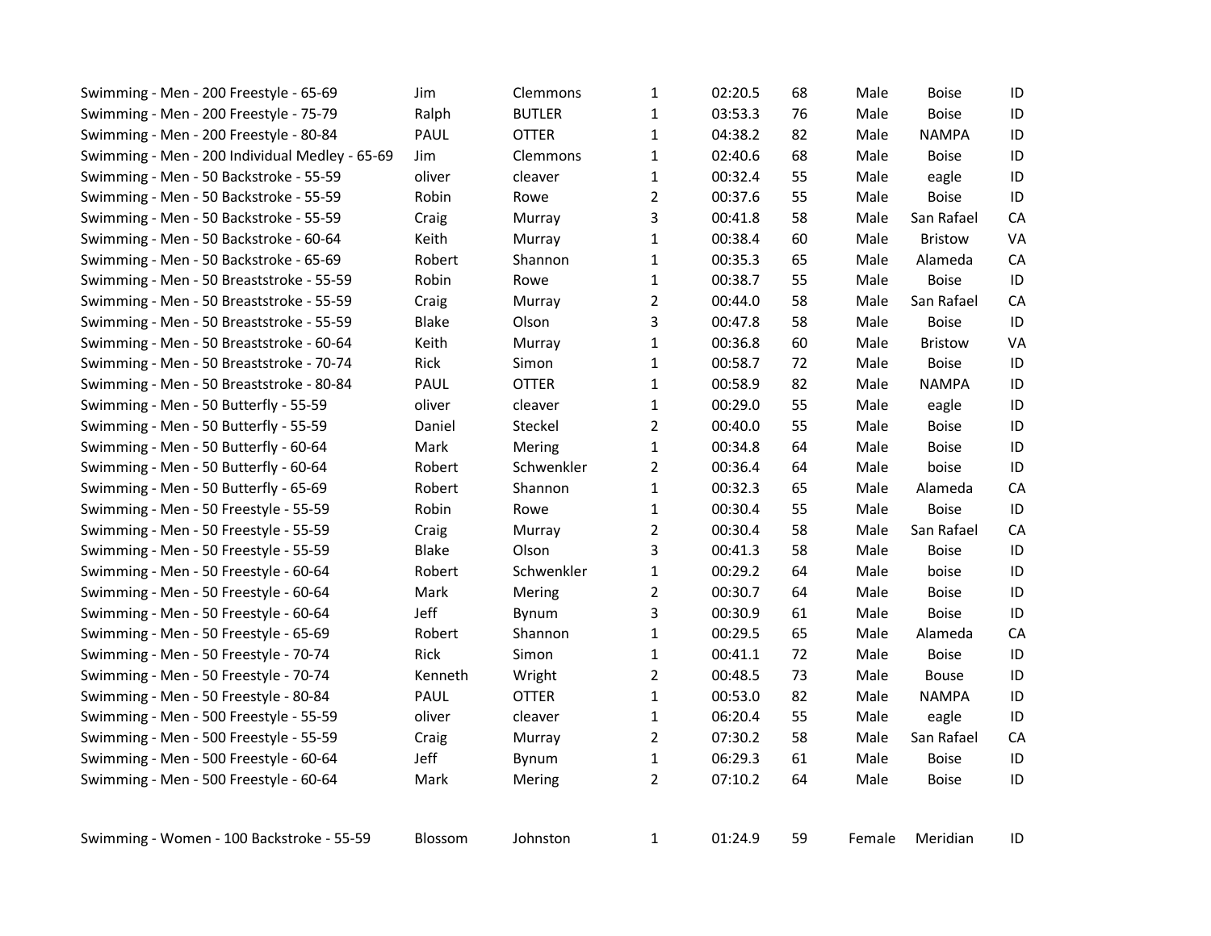| | | | | | | | | |
|---|---|---|---|---|---|---|---|---|
| Swimming - Men - 200 Freestyle - 65-69 | Jim | Clemmons | 1 | 02:20.5 | 68 | Male | Boise | ID |
| Swimming - Men - 200 Freestyle - 75-79 | Ralph | BUTLER | 1 | 03:53.3 | 76 | Male | Boise | ID |
| Swimming - Men - 200 Freestyle - 80-84 | PAUL | OTTER | 1 | 04:38.2 | 82 | Male | NAMPA | ID |
| Swimming - Men - 200 Individual Medley - 65-69 | Jim | Clemmons | 1 | 02:40.6 | 68 | Male | Boise | ID |
| Swimming - Men - 50 Backstroke - 55-59 | oliver | cleaver | 1 | 00:32.4 | 55 | Male | eagle | ID |
| Swimming - Men - 50 Backstroke - 55-59 | Robin | Rowe | 2 | 00:37.6 | 55 | Male | Boise | ID |
| Swimming - Men - 50 Backstroke - 55-59 | Craig | Murray | 3 | 00:41.8 | 58 | Male | San Rafael | CA |
| Swimming - Men - 50 Backstroke - 60-64 | Keith | Murray | 1 | 00:38.4 | 60 | Male | Bristow | VA |
| Swimming - Men - 50 Backstroke - 65-69 | Robert | Shannon | 1 | 00:35.3 | 65 | Male | Alameda | CA |
| Swimming - Men - 50 Breaststroke - 55-59 | Robin | Rowe | 1 | 00:38.7 | 55 | Male | Boise | ID |
| Swimming - Men - 50 Breaststroke - 55-59 | Craig | Murray | 2 | 00:44.0 | 58 | Male | San Rafael | CA |
| Swimming - Men - 50 Breaststroke - 55-59 | Blake | Olson | 3 | 00:47.8 | 58 | Male | Boise | ID |
| Swimming - Men - 50 Breaststroke - 60-64 | Keith | Murray | 1 | 00:36.8 | 60 | Male | Bristow | VA |
| Swimming - Men - 50 Breaststroke - 70-74 | Rick | Simon | 1 | 00:58.7 | 72 | Male | Boise | ID |
| Swimming - Men - 50 Breaststroke - 80-84 | PAUL | OTTER | 1 | 00:58.9 | 82 | Male | NAMPA | ID |
| Swimming - Men - 50 Butterfly - 55-59 | oliver | cleaver | 1 | 00:29.0 | 55 | Male | eagle | ID |
| Swimming - Men - 50 Butterfly - 55-59 | Daniel | Steckel | 2 | 00:40.0 | 55 | Male | Boise | ID |
| Swimming - Men - 50 Butterfly - 60-64 | Mark | Mering | 1 | 00:34.8 | 64 | Male | Boise | ID |
| Swimming - Men - 50 Butterfly - 60-64 | Robert | Schwenkler | 2 | 00:36.4 | 64 | Male | boise | ID |
| Swimming - Men - 50 Butterfly - 65-69 | Robert | Shannon | 1 | 00:32.3 | 65 | Male | Alameda | CA |
| Swimming - Men - 50 Freestyle - 55-59 | Robin | Rowe | 1 | 00:30.4 | 55 | Male | Boise | ID |
| Swimming - Men - 50 Freestyle - 55-59 | Craig | Murray | 2 | 00:30.4 | 58 | Male | San Rafael | CA |
| Swimming - Men - 50 Freestyle - 55-59 | Blake | Olson | 3 | 00:41.3 | 58 | Male | Boise | ID |
| Swimming - Men - 50 Freestyle - 60-64 | Robert | Schwenkler | 1 | 00:29.2 | 64 | Male | boise | ID |
| Swimming - Men - 50 Freestyle - 60-64 | Mark | Mering | 2 | 00:30.7 | 64 | Male | Boise | ID |
| Swimming - Men - 50 Freestyle - 60-64 | Jeff | Bynum | 3 | 00:30.9 | 61 | Male | Boise | ID |
| Swimming - Men - 50 Freestyle - 65-69 | Robert | Shannon | 1 | 00:29.5 | 65 | Male | Alameda | CA |
| Swimming - Men - 50 Freestyle - 70-74 | Rick | Simon | 1 | 00:41.1 | 72 | Male | Boise | ID |
| Swimming - Men - 50 Freestyle - 70-74 | Kenneth | Wright | 2 | 00:48.5 | 73 | Male | Bouse | ID |
| Swimming - Men - 50 Freestyle - 80-84 | PAUL | OTTER | 1 | 00:53.0 | 82 | Male | NAMPA | ID |
| Swimming - Men - 500 Freestyle - 55-59 | oliver | cleaver | 1 | 06:20.4 | 55 | Male | eagle | ID |
| Swimming - Men - 500 Freestyle - 55-59 | Craig | Murray | 2 | 07:30.2 | 58 | Male | San Rafael | CA |
| Swimming - Men - 500 Freestyle - 60-64 | Jeff | Bynum | 1 | 06:29.3 | 61 | Male | Boise | ID |
| Swimming - Men - 500 Freestyle - 60-64 | Mark | Mering | 2 | 07:10.2 | 64 | Male | Boise | ID |
| | | | | | | | | |
| Swimming - Women - 100 Backstroke - 55-59 | Blossom | Johnston | 1 | 01:24.9 | 59 | Female | Meridian | ID |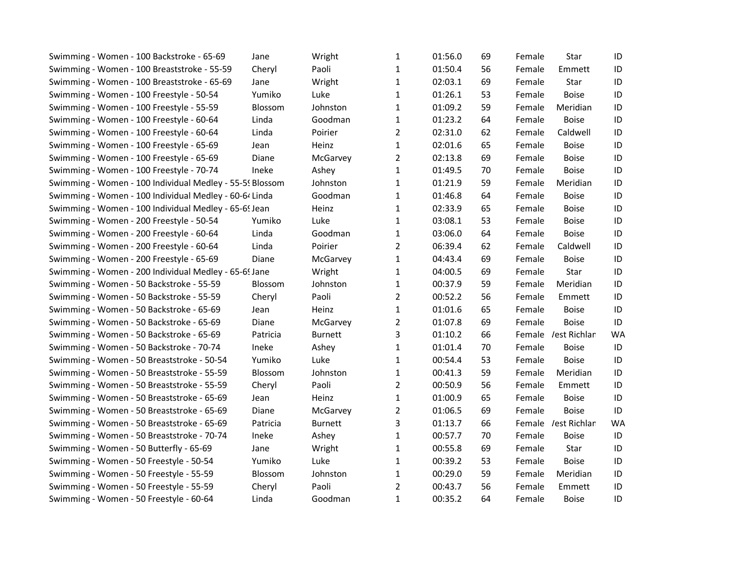| | | | | | | | | |
|---|---|---|---|---|---|---|---|---|
| Swimming - Women - 100 Backstroke - 65-69 | Jane | Wright | 1 | 01:56.0 | 69 | Female | Star | ID |
| Swimming - Women - 100 Breaststroke - 55-59 | Cheryl | Paoli | 1 | 01:50.4 | 56 | Female | Emmett | ID |
| Swimming - Women - 100 Breaststroke - 65-69 | Jane | Wright | 1 | 02:03.1 | 69 | Female | Star | ID |
| Swimming - Women - 100 Freestyle - 50-54 | Yumiko | Luke | 1 | 01:26.1 | 53 | Female | Boise | ID |
| Swimming - Women - 100 Freestyle - 55-59 | Blossom | Johnston | 1 | 01:09.2 | 59 | Female | Meridian | ID |
| Swimming - Women - 100 Freestyle - 60-64 | Linda | Goodman | 1 | 01:23.2 | 64 | Female | Boise | ID |
| Swimming - Women - 100 Freestyle - 60-64 | Linda | Poirier | 2 | 02:31.0 | 62 | Female | Caldwell | ID |
| Swimming - Women - 100 Freestyle - 65-69 | Jean | Heinz | 1 | 02:01.6 | 65 | Female | Boise | ID |
| Swimming - Women - 100 Freestyle - 65-69 | Diane | McGarvey | 2 | 02:13.8 | 69 | Female | Boise | ID |
| Swimming - Women - 100 Freestyle - 70-74 | Ineke | Ashey | 1 | 01:49.5 | 70 | Female | Boise | ID |
| Swimming - Women - 100 Individual Medley - 55-59 | Blossom | Johnston | 1 | 01:21.9 | 59 | Female | Meridian | ID |
| Swimming - Women - 100 Individual Medley - 60-64 | Linda | Goodman | 1 | 01:46.8 | 64 | Female | Boise | ID |
| Swimming - Women - 100 Individual Medley - 65-69 | Jean | Heinz | 1 | 02:33.9 | 65 | Female | Boise | ID |
| Swimming - Women - 200 Freestyle - 50-54 | Yumiko | Luke | 1 | 03:08.1 | 53 | Female | Boise | ID |
| Swimming - Women - 200 Freestyle - 60-64 | Linda | Goodman | 1 | 03:06.0 | 64 | Female | Boise | ID |
| Swimming - Women - 200 Freestyle - 60-64 | Linda | Poirier | 2 | 06:39.4 | 62 | Female | Caldwell | ID |
| Swimming - Women - 200 Freestyle - 65-69 | Diane | McGarvey | 1 | 04:43.4 | 69 | Female | Boise | ID |
| Swimming - Women - 200 Individual Medley - 65-69 | Jane | Wright | 1 | 04:00.5 | 69 | Female | Star | ID |
| Swimming - Women - 50 Backstroke - 55-59 | Blossom | Johnston | 1 | 00:37.9 | 59 | Female | Meridian | ID |
| Swimming - Women - 50 Backstroke - 55-59 | Cheryl | Paoli | 2 | 00:52.2 | 56 | Female | Emmett | ID |
| Swimming - Women - 50 Backstroke - 65-69 | Jean | Heinz | 1 | 01:01.6 | 65 | Female | Boise | ID |
| Swimming - Women - 50 Backstroke - 65-69 | Diane | McGarvey | 2 | 01:07.8 | 69 | Female | Boise | ID |
| Swimming - Women - 50 Backstroke - 65-69 | Patricia | Burnett | 3 | 01:10.2 | 66 | Female | West Richland | WA |
| Swimming - Women - 50 Backstroke - 70-74 | Ineke | Ashey | 1 | 01:01.4 | 70 | Female | Boise | ID |
| Swimming - Women - 50 Breaststroke - 50-54 | Yumiko | Luke | 1 | 00:54.4 | 53 | Female | Boise | ID |
| Swimming - Women - 50 Breaststroke - 55-59 | Blossom | Johnston | 1 | 00:41.3 | 59 | Female | Meridian | ID |
| Swimming - Women - 50 Breaststroke - 55-59 | Cheryl | Paoli | 2 | 00:50.9 | 56 | Female | Emmett | ID |
| Swimming - Women - 50 Breaststroke - 65-69 | Jean | Heinz | 1 | 01:00.9 | 65 | Female | Boise | ID |
| Swimming - Women - 50 Breaststroke - 65-69 | Diane | McGarvey | 2 | 01:06.5 | 69 | Female | Boise | ID |
| Swimming - Women - 50 Breaststroke - 65-69 | Patricia | Burnett | 3 | 01:13.7 | 66 | Female | West Richland | WA |
| Swimming - Women - 50 Breaststroke - 70-74 | Ineke | Ashey | 1 | 00:57.7 | 70 | Female | Boise | ID |
| Swimming - Women - 50 Butterfly - 65-69 | Jane | Wright | 1 | 00:55.8 | 69 | Female | Star | ID |
| Swimming - Women - 50 Freestyle - 50-54 | Yumiko | Luke | 1 | 00:39.2 | 53 | Female | Boise | ID |
| Swimming - Women - 50 Freestyle - 55-59 | Blossom | Johnston | 1 | 00:29.0 | 59 | Female | Meridian | ID |
| Swimming - Women - 50 Freestyle - 55-59 | Cheryl | Paoli | 2 | 00:43.7 | 56 | Female | Emmett | ID |
| Swimming - Women - 50 Freestyle - 60-64 | Linda | Goodman | 1 | 00:35.2 | 64 | Female | Boise | ID |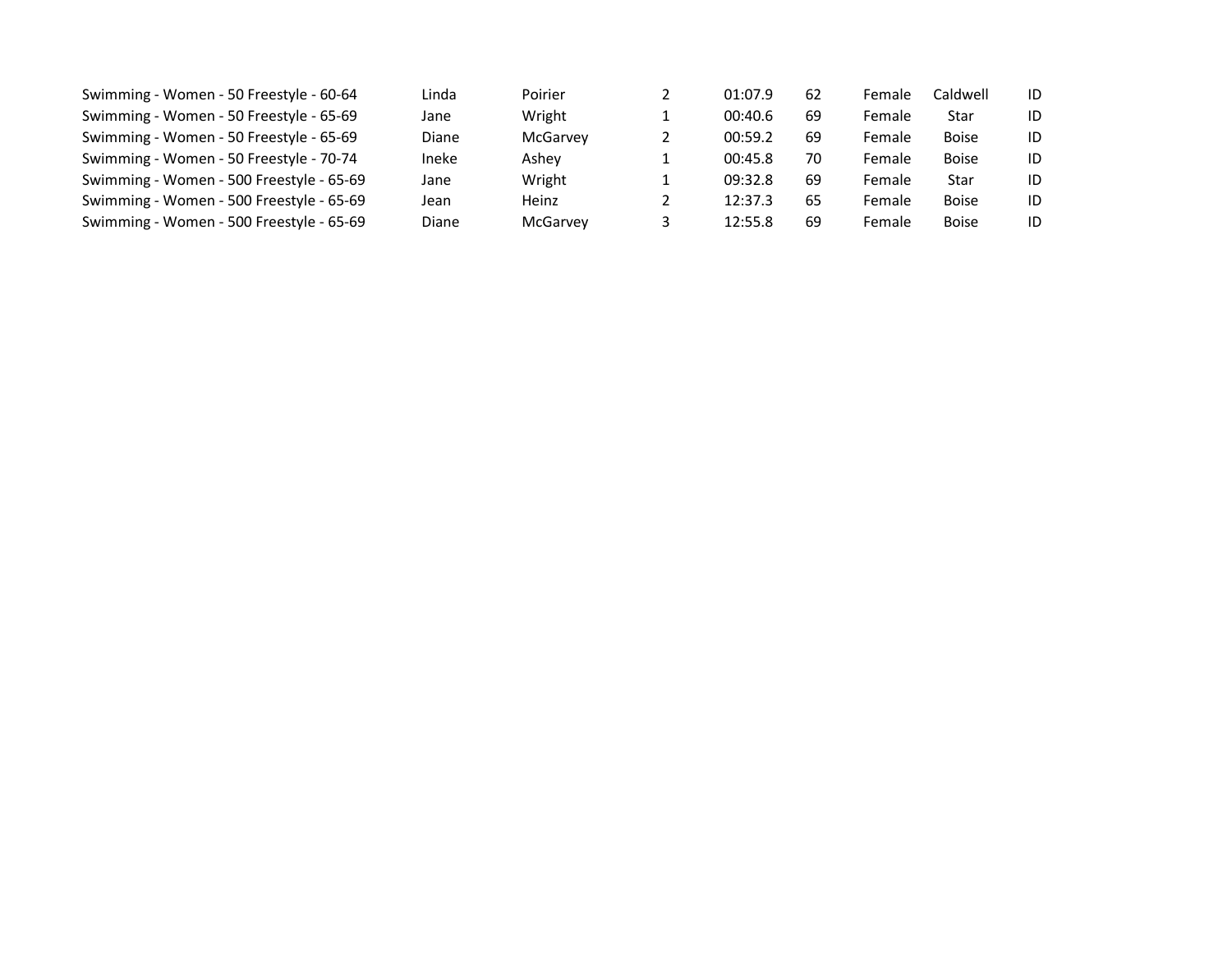| | | | | | | | | |
|---|---|---|---|---|---|---|---|---|
| Swimming - Women - 50 Freestyle - 60-64 | Linda | Poirier | 2 | 01:07.9 | 62 | Female | Caldwell | ID |
| Swimming - Women - 50 Freestyle - 65-69 | Jane | Wright | 1 | 00:40.6 | 69 | Female | Star | ID |
| Swimming - Women - 50 Freestyle - 65-69 | Diane | McGarvey | 2 | 00:59.2 | 69 | Female | Boise | ID |
| Swimming - Women - 50 Freestyle - 70-74 | Ineke | Ashey | 1 | 00:45.8 | 70 | Female | Boise | ID |
| Swimming - Women - 500 Freestyle - 65-69 | Jane | Wright | 1 | 09:32.8 | 69 | Female | Star | ID |
| Swimming - Women - 500 Freestyle - 65-69 | Jean | Heinz | 2 | 12:37.3 | 65 | Female | Boise | ID |
| Swimming - Women - 500 Freestyle - 65-69 | Diane | McGarvey | 3 | 12:55.8 | 69 | Female | Boise | ID |